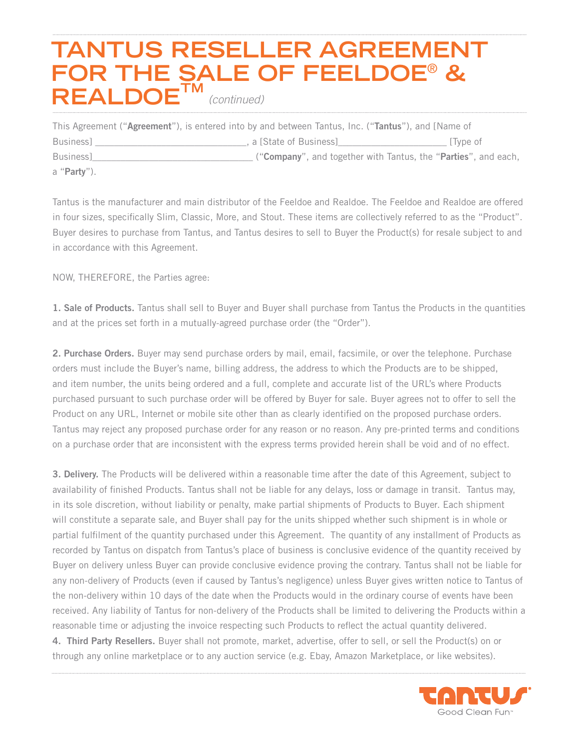# TANTUS RESELLER AGREEMENT FOR THE SALE OF FEELDOE® & REALDOE™ *(continued)*

This Agreement ("**Agreement**"), is entered into by and between Tantus, Inc. ("**Tantus**"), and [Name of Business] ______________________________, a [State of Business]______________________ [Type of Business]________________________________ ("**Company**", and together with Tantus, the "**Parties**", and each, a "**Party**").

Tantus is the manufacturer and main distributor of the Feeldoe and Realdoe. The Feeldoe and Realdoe are offered in four sizes, specifically Slim, Classic, More, and Stout. These items are collectively referred to as the "Product". Buyer desires to purchase from Tantus, and Tantus desires to sell to Buyer the Product(s) for resale subject to and in accordance with this Agreement.

NOW, THEREFORE, the Parties agree:

**1. Sale of Products.** Tantus shall sell to Buyer and Buyer shall purchase from Tantus the Products in the quantities and at the prices set forth in a mutually-agreed purchase order (the "Order").

**2. Purchase Orders.** Buyer may send purchase orders by mail, email, facsimile, or over the telephone. Purchase orders must include the Buyer's name, billing address, the address to which the Products are to be shipped, and item number, the units being ordered and a full, complete and accurate list of the URL's where Products purchased pursuant to such purchase order will be offered by Buyer for sale. Buyer agrees not to offer to sell the Product on any URL, Internet or mobile site other than as clearly identified on the proposed purchase orders. Tantus may reject any proposed purchase order for any reason or no reason. Any pre-printed terms and conditions on a purchase order that are inconsistent with the express terms provided herein shall be void and of no effect.

**3. Delivery.** The Products will be delivered within a reasonable time after the date of this Agreement, subject to availability of finished Products. Tantus shall not be liable for any delays, loss or damage in transit. Tantus may, in its sole discretion, without liability or penalty, make partial shipments of Products to Buyer. Each shipment will constitute a separate sale, and Buyer shall pay for the units shipped whether such shipment is in whole or partial fulfilment of the quantity purchased under this Agreement. The quantity of any installment of Products as recorded by Tantus on dispatch from Tantus's place of business is conclusive evidence of the quantity received by Buyer on delivery unless Buyer can provide conclusive evidence proving the contrary. Tantus shall not be liable for any non-delivery of Products (even if caused by Tantus's negligence) unless Buyer gives written notice to Tantus of the non-delivery within 10 days of the date when the Products would in the ordinary course of events have been received. Any liability of Tantus for non-delivery of the Products shall be limited to delivering the Products within a reasonable time or adjusting the invoice respecting such Products to reflect the actual quantity delivered.

**4. Third Party Resellers.** Buyer shall not promote, market, advertise, offer to sell, or sell the Product(s) on or through any online marketplace or to any auction service (e.g. Ebay, Amazon Marketplace, or like websites).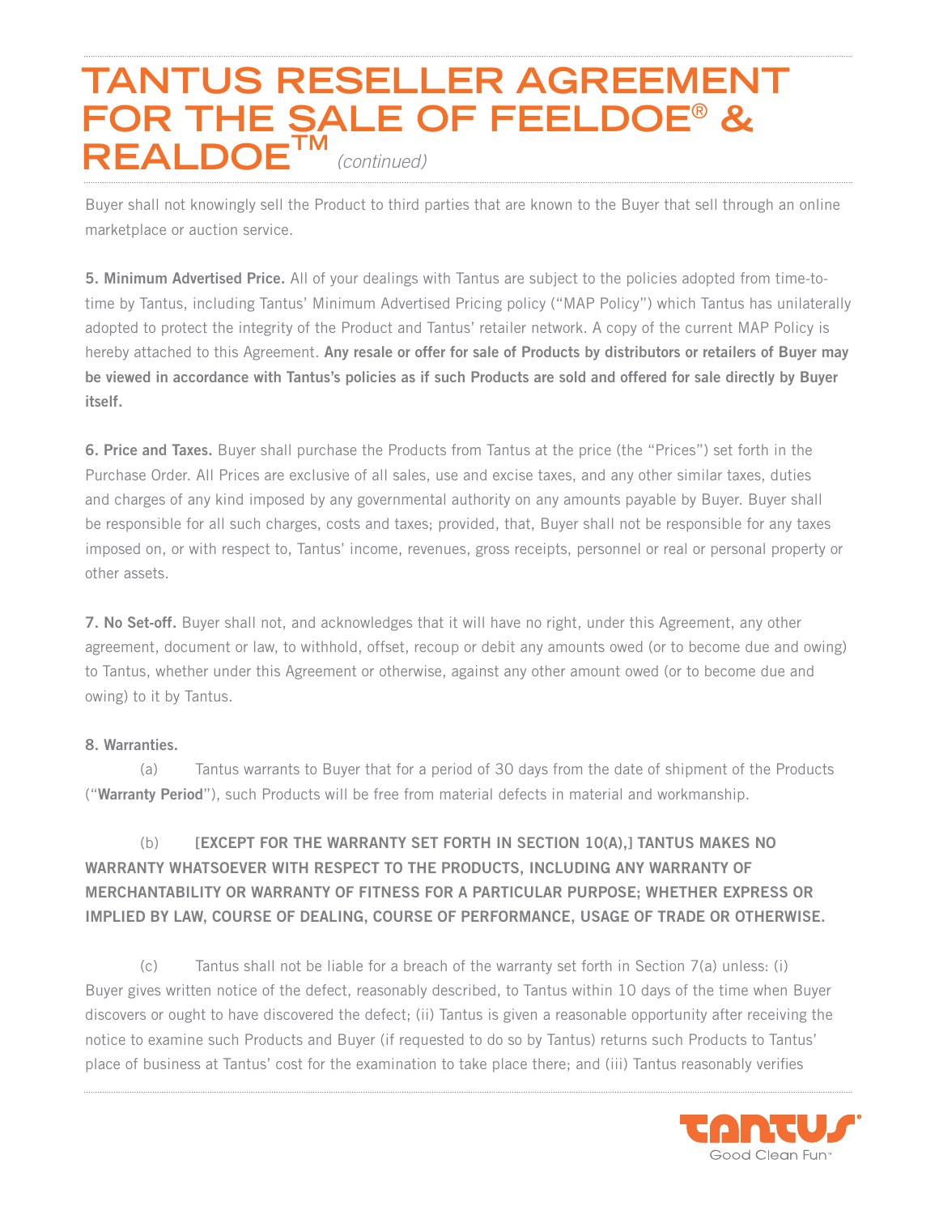Buyer shall not knowingly sell the Product to third parties that are known to the Buyer that sell through an online marketplace or auction service.

**5. Minimum Advertised Price.** All of your dealings with Tantus are subject to the policies adopted from time-to-time by Tantus, including Tantus' Minimum Advertised Pricing policy ("MAP Policy") which Tantus has unilaterally adopted to protect the integrity of the Product and Tantus' retailer network. A copy of the current MAP Policy is hereby attached to this Agreement. **Any resale or offer for sale of Products by distributors or retailers of Buyer may be viewed in accordance with Tantus's policies as if such Products are sold and offered for sale directly by Buyer itself.**

**6. Price and Taxes.** Buyer shall purchase the Products from Tantus at the price (the "Prices") set forth in the Purchase Order. All Prices are exclusive of all sales, use and excise taxes, and any other similar taxes, duties and charges of any kind imposed by any governmental authority on any amounts payable by Buyer. Buyer shall be responsible for all such charges, costs and taxes; provided, that, Buyer shall not be responsible for any taxes imposed on, or with respect to, Tantus' income, revenues, gross receipts, personnel or real or personal property or other assets.

**7. No Set-off.** Buyer shall not, and acknowledges that it will have no right, under this Agreement, any other agreement, document or law, to withhold, offset, recoup or debit any amounts owed (or to become due and owing) to Tantus, whether under this Agreement or otherwise, against any other amount owed (or to become due and owing) to it by Tantus.

**8. Warranties.**

(a) Tantus warrants to Buyer that for a period of 30 days from the date of shipment of the Products ("**Warranty Period**"), such Products will be free from material defects in material and workmanship.

(b) **[EXCEPT FOR THE WARRANTY SET FORTH IN SECTION 10(A),] TANTUS MAKES NO WARRANTY WHATSOEVER WITH RESPECT TO THE PRODUCTS, INCLUDING ANY WARRANTY OF MERCHANTABILITY OR WARRANTY OF FITNESS FOR A PARTICULAR PURPOSE; WHETHER EXPRESS OR IMPLIED BY LAW, COURSE OF DEALING, COURSE OF PERFORMANCE, USAGE OF TRADE OR OTHERWISE.**

(c) Tantus shall not be liable for a breach of the warranty set forth in Section 7(a) unless: (i) Buyer gives written notice of the defect, reasonably described, to Tantus within 10 days of the time when Buyer discovers or ought to have discovered the defect; (ii) Tantus is given a reasonable opportunity after receiving the notice to examine such Products and Buyer (if requested to do so by Tantus) returns such Products to Tantus' place of business at Tantus' cost for the examination to take place there; and (iii) Tantus reasonably verifies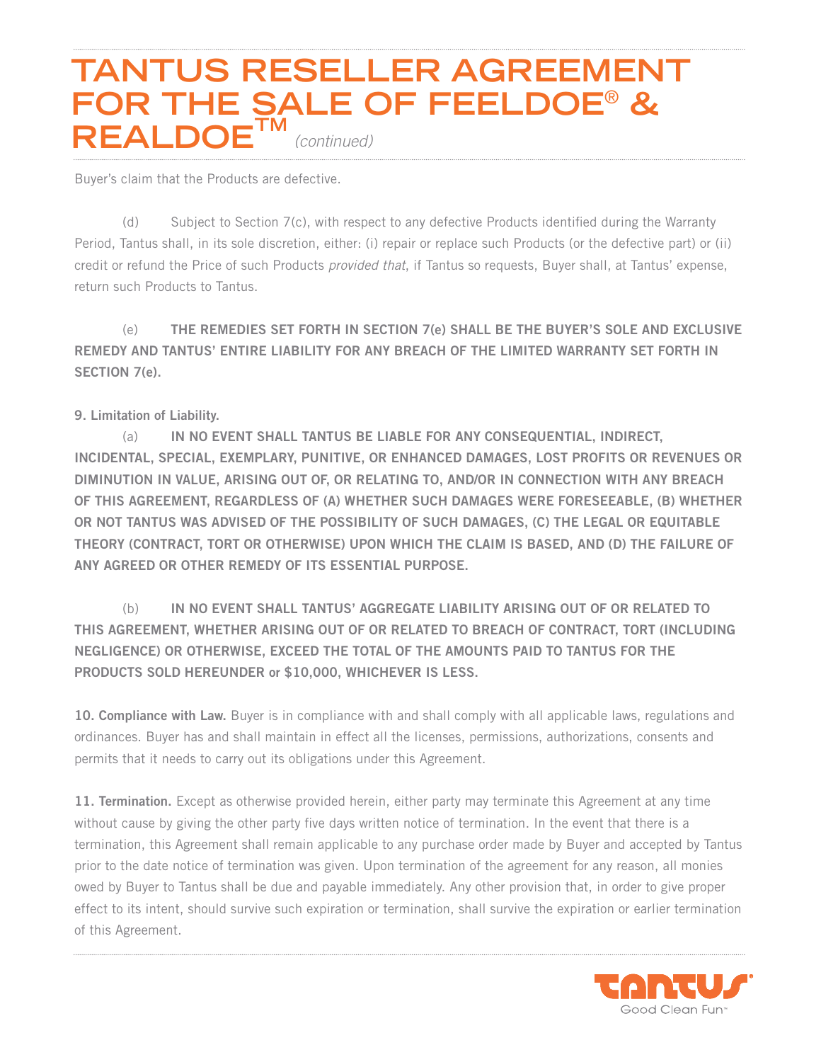Buyer's claim that the Products are defective.

(d) Subject to Section 7(c), with respect to any defective Products identified during the Warranty Period, Tantus shall, in its sole discretion, either: (i) repair or replace such Products (or the defective part) or (ii) credit or refund the Price of such Products *provided that*, if Tantus so requests, Buyer shall, at Tantus' expense, return such Products to Tantus.

(e) **THE REMEDIES SET FORTH IN SECTION 7(e) SHALL BE THE BUYER'S SOLE AND EXCLUSIVE REMEDY AND TANTUS' ENTIRE LIABILITY FOR ANY BREACH OF THE LIMITED WARRANTY SET FORTH IN SECTION 7(e).**

**9. Limitation of Liability.**

(a) **IN NO EVENT SHALL TANTUS BE LIABLE FOR ANY CONSEQUENTIAL, INDIRECT, INCIDENTAL, SPECIAL, EXEMPLARY, PUNITIVE, OR ENHANCED DAMAGES, LOST PROFITS OR REVENUES OR DIMINUTION IN VALUE, ARISING OUT OF, OR RELATING TO, AND/OR IN CONNECTION WITH ANY BREACH OF THIS AGREEMENT, REGARDLESS OF (A) WHETHER SUCH DAMAGES WERE FORESEEABLE, (B) WHETHER OR NOT TANTUS WAS ADVISED OF THE POSSIBILITY OF SUCH DAMAGES, (C) THE LEGAL OR EQUITABLE THEORY (CONTRACT, TORT OR OTHERWISE) UPON WHICH THE CLAIM IS BASED, AND (D) THE FAILURE OF ANY AGREED OR OTHER REMEDY OF ITS ESSENTIAL PURPOSE.**

(b) **IN NO EVENT SHALL TANTUS' AGGREGATE LIABILITY ARISING OUT OF OR RELATED TO THIS AGREEMENT, WHETHER ARISING OUT OF OR RELATED TO BREACH OF CONTRACT, TORT (INCLUDING NEGLIGENCE) OR OTHERWISE, EXCEED THE TOTAL OF THE AMOUNTS PAID TO TANTUS FOR THE PRODUCTS SOLD HEREUNDER or $10,000, WHICHEVER IS LESS.**

**10. Compliance with Law.** Buyer is in compliance with and shall comply with all applicable laws, regulations and ordinances. Buyer has and shall maintain in effect all the licenses, permissions, authorizations, consents and permits that it needs to carry out its obligations under this Agreement.

**11. Termination.** Except as otherwise provided herein, either party may terminate this Agreement at any time without cause by giving the other party five days written notice of termination. In the event that there is a termination, this Agreement shall remain applicable to any purchase order made by Buyer and accepted by Tantus prior to the date notice of termination was given. Upon termination of the agreement for any reason, all monies owed by Buyer to Tantus shall be due and payable immediately. Any other provision that, in order to give proper effect to its intent, should survive such expiration or termination, shall survive the expiration or earlier termination of this Agreement.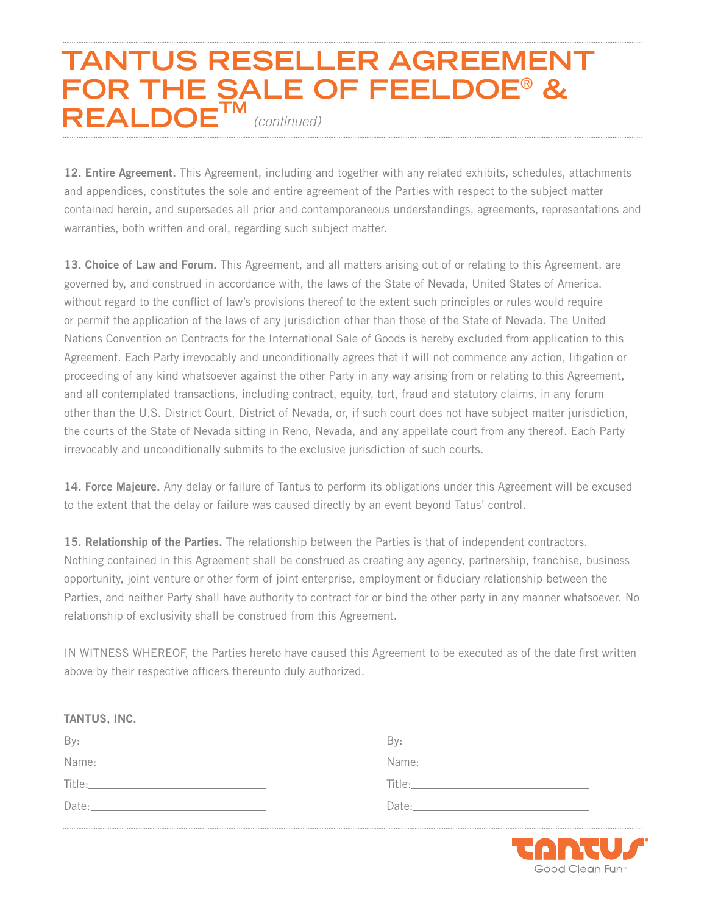# TANTUS RESELLER AGREEMENT FOR THE SALE OF FEELDOE® & REALDOE™ *(continued)*

**12. Entire Agreement.** This Agreement, including and together with any related exhibits, schedules, attachments and appendices, constitutes the sole and entire agreement of the Parties with respect to the subject matter contained herein, and supersedes all prior and contemporaneous understandings, agreements, representations and warranties, both written and oral, regarding such subject matter.

**13. Choice of Law and Forum.** This Agreement, and all matters arising out of or relating to this Agreement, are governed by, and construed in accordance with, the laws of the State of Nevada, United States of America, without regard to the conflict of law's provisions thereof to the extent such principles or rules would require or permit the application of the laws of any jurisdiction other than those of the State of Nevada. The United Nations Convention on Contracts for the International Sale of Goods is hereby excluded from application to this Agreement. Each Party irrevocably and unconditionally agrees that it will not commence any action, litigation or proceeding of any kind whatsoever against the other Party in any way arising from or relating to this Agreement, and all contemplated transactions, including contract, equity, tort, fraud and statutory claims, in any forum other than the U.S. District Court, District of Nevada, or, if such court does not have subject matter jurisdiction, the courts of the State of Nevada sitting in Reno, Nevada, and any appellate court from any thereof. Each Party irrevocably and unconditionally submits to the exclusive jurisdiction of such courts.

**14. Force Majeure.** Any delay or failure of Tantus to perform its obligations under this Agreement will be excused to the extent that the delay or failure was caused directly by an event beyond Tatus' control.

**15. Relationship of the Parties.** The relationship between the Parties is that of independent contractors. Nothing contained in this Agreement shall be construed as creating any agency, partnership, franchise, business opportunity, joint venture or other form of joint enterprise, employment or fiduciary relationship between the Parties, and neither Party shall have authority to contract for or bind the other party in any manner whatsoever. No relationship of exclusivity shall be construed from this Agreement.

IN WITNESS WHEREOF, the Parties hereto have caused this Agreement to be executed as of the date first written above by their respective officers thereunto duly authorized.

**TANTUS, INC.**

By:\_\_\_\_\_\_\_\_\_\_\_\_\_\_\_\_\_\_\_\_\_\_\_\_\_\_\_\_\_\_

Name:\_\_\_\_\_\_\_\_\_\_\_\_\_\_\_\_\_\_\_\_\_\_\_\_\_\_\_\_

Title:\_\_\_\_\_\_\_\_\_\_\_\_\_\_\_\_\_\_\_\_\_\_\_\_\_\_\_\_\_

Date:\_\_\_\_\_\_\_\_\_\_\_\_\_\_\_\_\_\_\_\_\_\_\_\_\_\_\_\_\_

By:\_\_\_\_\_\_\_\_\_\_\_\_\_\_\_\_\_\_\_\_\_\_\_\_\_\_\_\_\_\_

Name:\_\_\_\_\_\_\_\_\_\_\_\_\_\_\_\_\_\_\_\_\_\_\_\_\_\_\_\_

Title:\_\_\_\_\_\_\_\_\_\_\_\_\_\_\_\_\_\_\_\_\_\_\_\_\_\_\_\_\_

Date:\_\_\_\_\_\_\_\_\_\_\_\_\_\_\_\_\_\_\_\_\_\_\_\_\_\_\_\_\_

TANTUS®
Good Clean Fun™